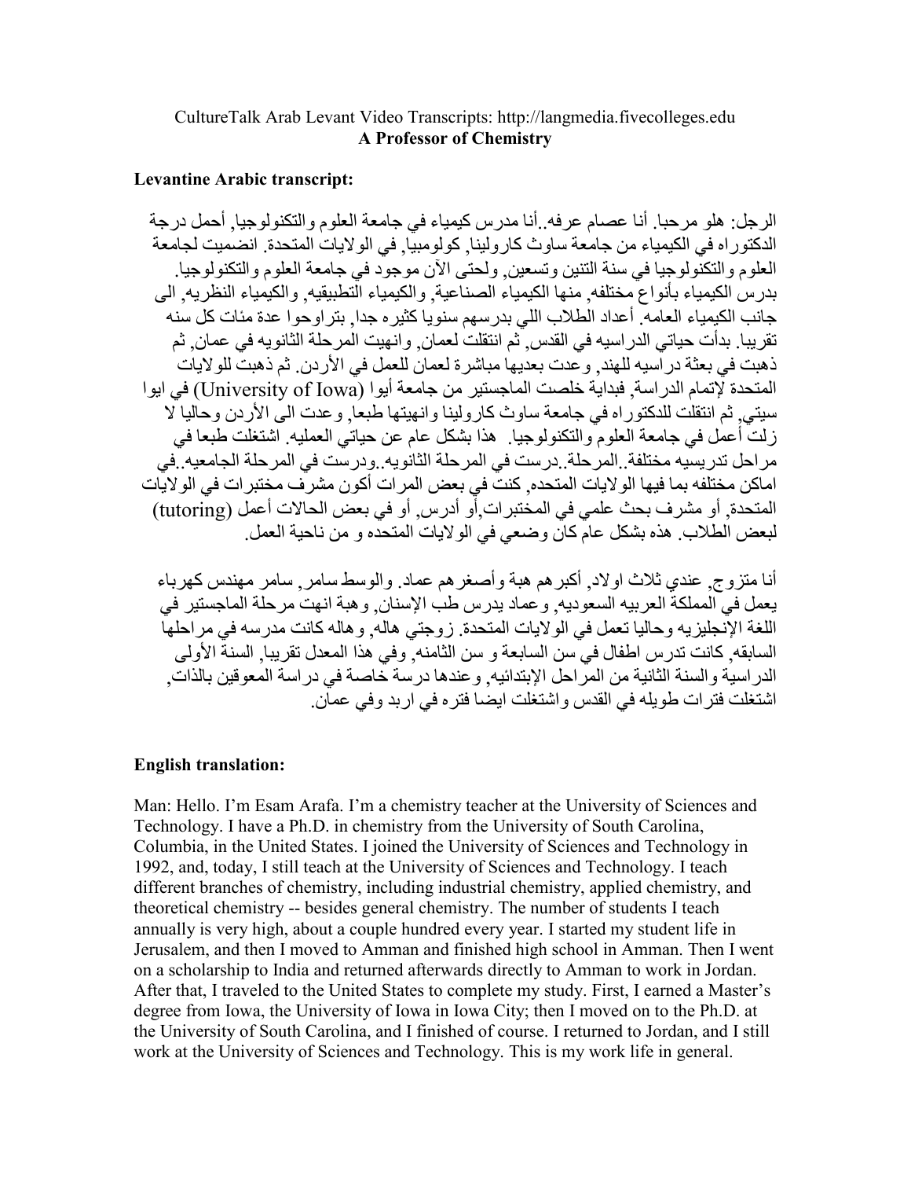CultureTalk Arab Levant Video Transcripts: http://langmedia.fivecolleges.edu

**A Professor of Chemistry**

**Levantine Arabic transcript:**

الرجل: هلو مرحبا. أنا عصام عرفه..أنا مدرس كيمياء في جامعة العلوم والتكنولوجيا, أحمل درجة الدكتوراه في الكيمياء من جامعة ساوث كارولينا, كولومبيا, في الولايات المتحدة. انضميت لجامعة العلوم والتكنولوجيا في سنة التنين وتسعين, ولحتى الآن موجود في جامعة العلوم والتكنولوجيا. بدرس الكيمياء بأنواع مختلفه, منها الكيمياء الصناعية, والكيمياء التطبيقيه, والكيمياء النظريه, الى جانب الكيمياء العامه. أعداد الطلاب اللي بدرسهم سنويا كثيره جدا, بتراوحوا عدة مئات كل سنه تقريبا. بدأت حياتي الدراسيه في القدس, ثم انتقلت لعمان, وانهيت المرحلة الثانويه في عمان, ثم ذهبت في بعثة دراسيه للهند, وعدت بعديها مباشرة لعمان للعمل في الأردن. ثم ذهبت للولايات المتحدة لإتمام الدراسة, فبداية خلصت الماجستير من جامعة أيوا (University of Iowa) في ايوا سيتي, ثم انتقلت للدكتوراه في جامعة ساوث كارولينا وانهيتها طبعا, وعدت الى الأردن وحاليا لا زلت أعمل في جامعة العلوم والتكنولوجيا. هذا بشكل عام عن حياتي العمليه. اشتغلت طبعا في مراحل تدريسيه مختلفة..المرحلة..درست في المرحلة الثانويه..ودرست في المرحلة الجامعيه..في اماكن مختلفه بما فيها الولايات المتحده, كنت في بعض المرات أكون مشرف مختبرات في الولايات المتحدة, أو مشرف بحث علمي في المختبرات,أو أدرس, أو في بعض الحالات أعمل (tutoring) لبعض الطلاب. هذه بشكل عام كان وضعي في الولايات المتحده و من ناحية العمل.

أنا متزوج, عندي ثلاث اولاد, أكبرهم هبة وأصغرهم عماد. والوسط سامر, سامر مهندس كهرباء يعمل في المملكة العربيه السعوديه, وعماد يدرس طب الإسنان, وهبة انهت مرحلة الماجستير في اللغة الإنجليزيه وحاليا تعمل في الولايات المتحدة. زوجتي هاله, وهاله كانت مدرسه في مراحلها السابقه, كانت تدرس اطفال في سن السابعة و سن الثامنه, وفي هذا المعدل تقريبا, السنة الأولى الدراسية والسنة الثانية من المراحل الإبتدائيه, وعندها درسة خاصة في دراسة المعوقين بالذات, اشتغلت فترات طويله في القدس واشتغلت ايضا فتره في اربد وفي عمان.

**English translation:**

Man: Hello. I'm Esam Arafa. I'm a chemistry teacher at the University of Sciences and Technology. I have a Ph.D. in chemistry from the University of South Carolina, Columbia, in the United States. I joined the University of Sciences and Technology in 1992, and, today, I still teach at the University of Sciences and Technology. I teach different branches of chemistry, including industrial chemistry, applied chemistry, and theoretical chemistry -- besides general chemistry. The number of students I teach annually is very high, about a couple hundred every year. I started my student life in Jerusalem, and then I moved to Amman and finished high school in Amman. Then I went on a scholarship to India and returned afterwards directly to Amman to work in Jordan. After that, I traveled to the United States to complete my study. First, I earned a Master's degree from Iowa, the University of Iowa in Iowa City; then I moved on to the Ph.D. at the University of South Carolina, and I finished of course. I returned to Jordan, and I still work at the University of Sciences and Technology. This is my work life in general.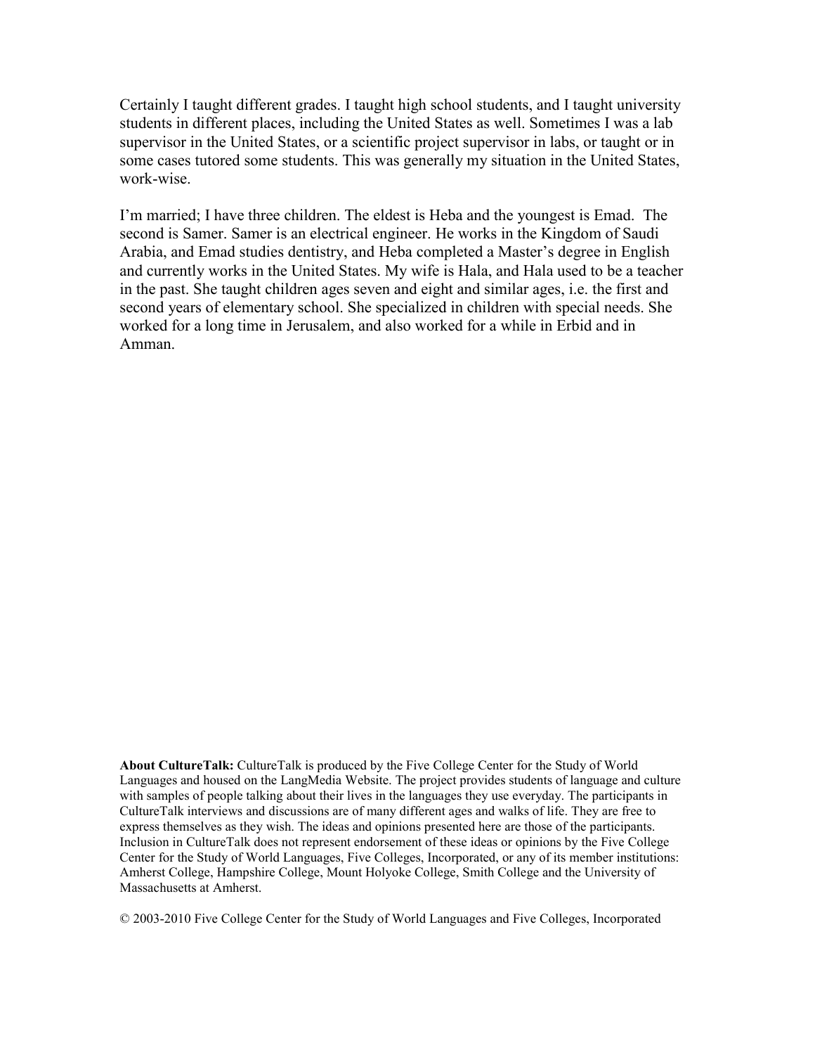Certainly I taught different grades. I taught high school students, and I taught university students in different places, including the United States as well. Sometimes I was a lab supervisor in the United States, or a scientific project supervisor in labs, or taught or in some cases tutored some students. This was generally my situation in the United States, work-wise.

I'm married; I have three children. The eldest is Heba and the youngest is Emad. The second is Samer. Samer is an electrical engineer. He works in the Kingdom of Saudi Arabia, and Emad studies dentistry, and Heba completed a Master's degree in English and currently works in the United States. My wife is Hala, and Hala used to be a teacher in the past. She taught children ages seven and eight and similar ages, i.e. the first and second years of elementary school. She specialized in children with special needs. She worked for a long time in Jerusalem, and also worked for a while in Erbid and in Amman.

**About CultureTalk:** CultureTalk is produced by the Five College Center for the Study of World Languages and housed on the LangMedia Website. The project provides students of language and culture with samples of people talking about their lives in the languages they use everyday. The participants in CultureTalk interviews and discussions are of many different ages and walks of life. They are free to express themselves as they wish. The ideas and opinions presented here are those of the participants. Inclusion in CultureTalk does not represent endorsement of these ideas or opinions by the Five College Center for the Study of World Languages, Five Colleges, Incorporated, or any of its member institutions: Amherst College, Hampshire College, Mount Holyoke College, Smith College and the University of Massachusetts at Amherst.

© 2003-2010 Five College Center for the Study of World Languages and Five Colleges, Incorporated